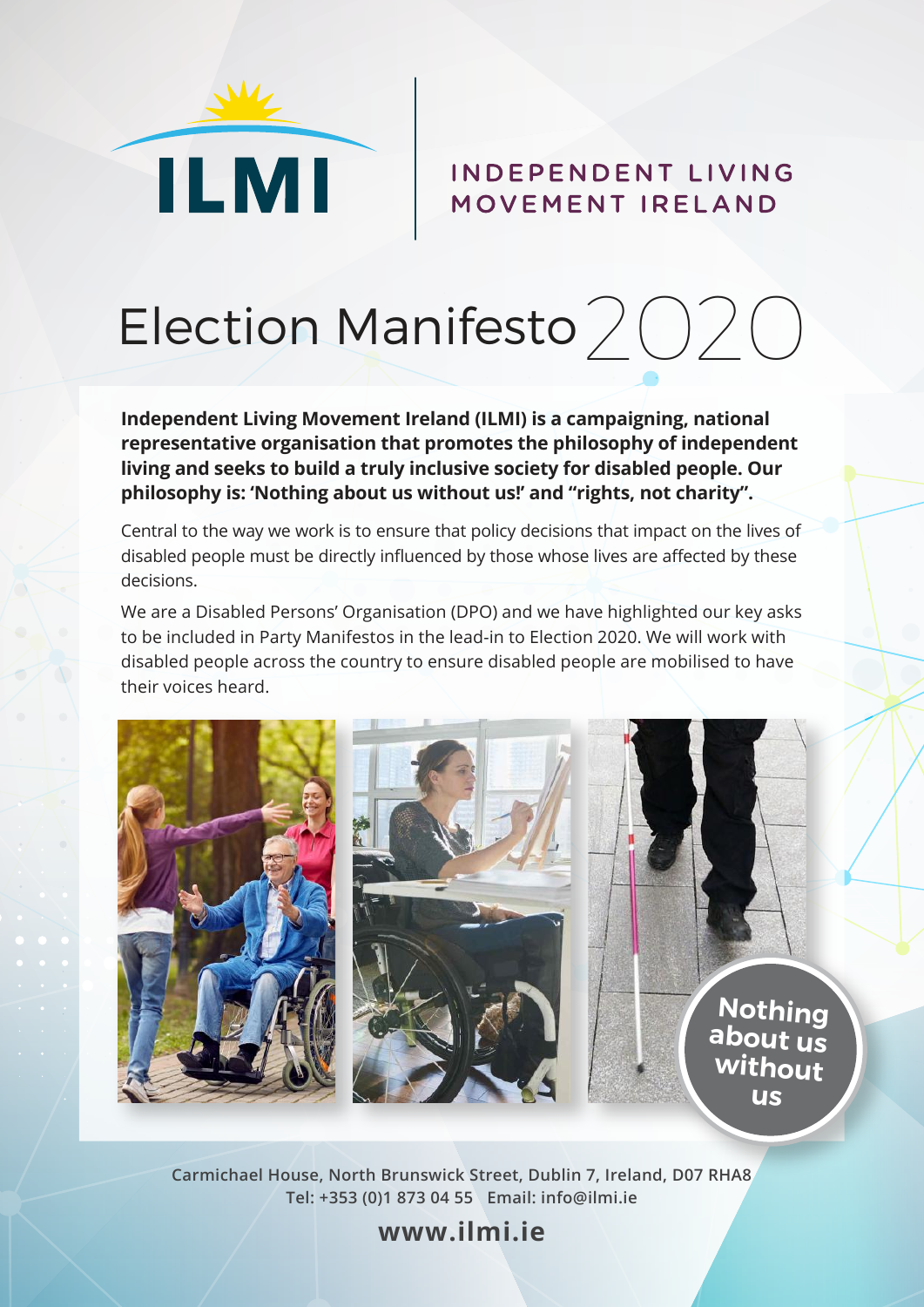ILMI

INDEPENDENT LIVING MOVEMENT IRELAND

# Election Manifesto 2020

**Independent Living Movement Ireland (ILMI) is a campaigning, national representative organisation that promotes the philosophy of independent living and seeks to build a truly inclusive society for disabled people. Our philosophy is: 'Nothing about us without us!' and "rights, not charity".**

Central to the way we work is to ensure that policy decisions that impact on the lives of disabled people must be directly influenced by those whose lives are affected by these decisions.

We are a Disabled Persons' Organisation (DPO) and we have highlighted our key asks to be included in Party Manifestos in the lead-in to Election 2020. We will work with disabled people across the country to ensure disabled people are mobilised to have their voices heard.

Nothing about us without us

Carmichael House, North Brunswick Street, Dublin 7, Ireland, D07 RHA8
Tel: +353 (0)1 873 04 55 Email: info@ilmi.ie

**www.ilmi.ie**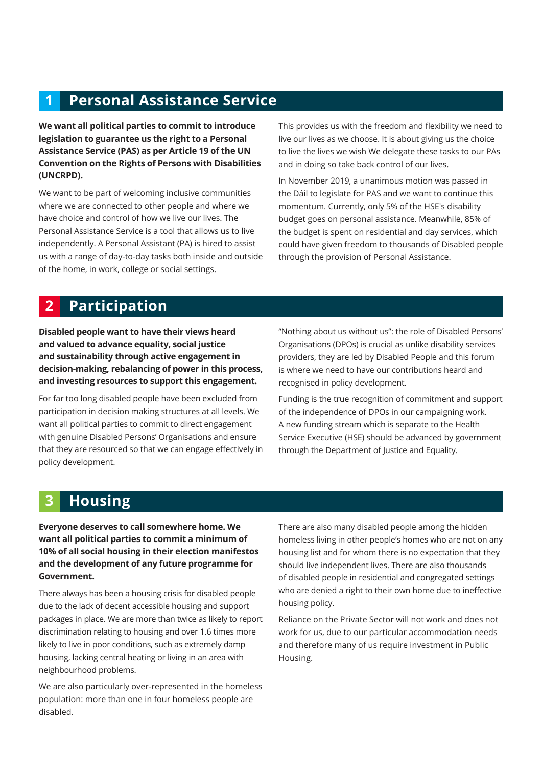## 1 Personal Assistance Service

**We want all political parties to commit to introduce legislation to guarantee us the right to a Personal Assistance Service (PAS) as per Article 19 of the UN Convention on the Rights of Persons with Disabilities (UNCRPD).**

We want to be part of welcoming inclusive communities where we are connected to other people and where we have choice and control of how we live our lives. The Personal Assistance Service is a tool that allows us to live independently. A Personal Assistant (PA) is hired to assist us with a range of day-to-day tasks both inside and outside of the home, in work, college or social settings.

This provides us with the freedom and flexibility we need to live our lives as we choose. It is about giving us the choice to live the lives we wish We delegate these tasks to our PAs and in doing so take back control of our lives.

In November 2019, a unanimous motion was passed in the Dáil to legislate for PAS and we want to continue this momentum. Currently, only 5% of the HSE's disability budget goes on personal assistance. Meanwhile, 85% of the budget is spent on residential and day services, which could have given freedom to thousands of Disabled people through the provision of Personal Assistance.

## 2 Participation

**Disabled people want to have their views heard and valued to advance equality, social justice and sustainability through active engagement in decision-making, rebalancing of power in this process, and investing resources to support this engagement.**

For far too long disabled people have been excluded from participation in decision making structures at all levels. We want all political parties to commit to direct engagement with genuine Disabled Persons' Organisations and ensure that they are resourced so that we can engage effectively in policy development.

"Nothing about us without us": the role of Disabled Persons' Organisations (DPOs) is crucial as unlike disability services providers, they are led by Disabled People and this forum is where we need to have our contributions heard and recognised in policy development.

Funding is the true recognition of commitment and support of the independence of DPOs in our campaigning work. A new funding stream which is separate to the Health Service Executive (HSE) should be advanced by government through the Department of Justice and Equality.

## 3 Housing

**Everyone deserves to call somewhere home. We want all political parties to commit a minimum of 10% of all social housing in their election manifestos and the development of any future programme for Government.**

There always has been a housing crisis for disabled people due to the lack of decent accessible housing and support packages in place. We are more than twice as likely to report discrimination relating to housing and over 1.6 times more likely to live in poor conditions, such as extremely damp housing, lacking central heating or living in an area with neighbourhood problems.

We are also particularly over-represented in the homeless population: more than one in four homeless people are disabled.

There are also many disabled people among the hidden homeless living in other people's homes who are not on any housing list and for whom there is no expectation that they should live independent lives. There are also thousands of disabled people in residential and congregated settings who are denied a right to their own home due to ineffective housing policy.

Reliance on the Private Sector will not work and does not work for us, due to our particular accommodation needs and therefore many of us require investment in Public Housing.